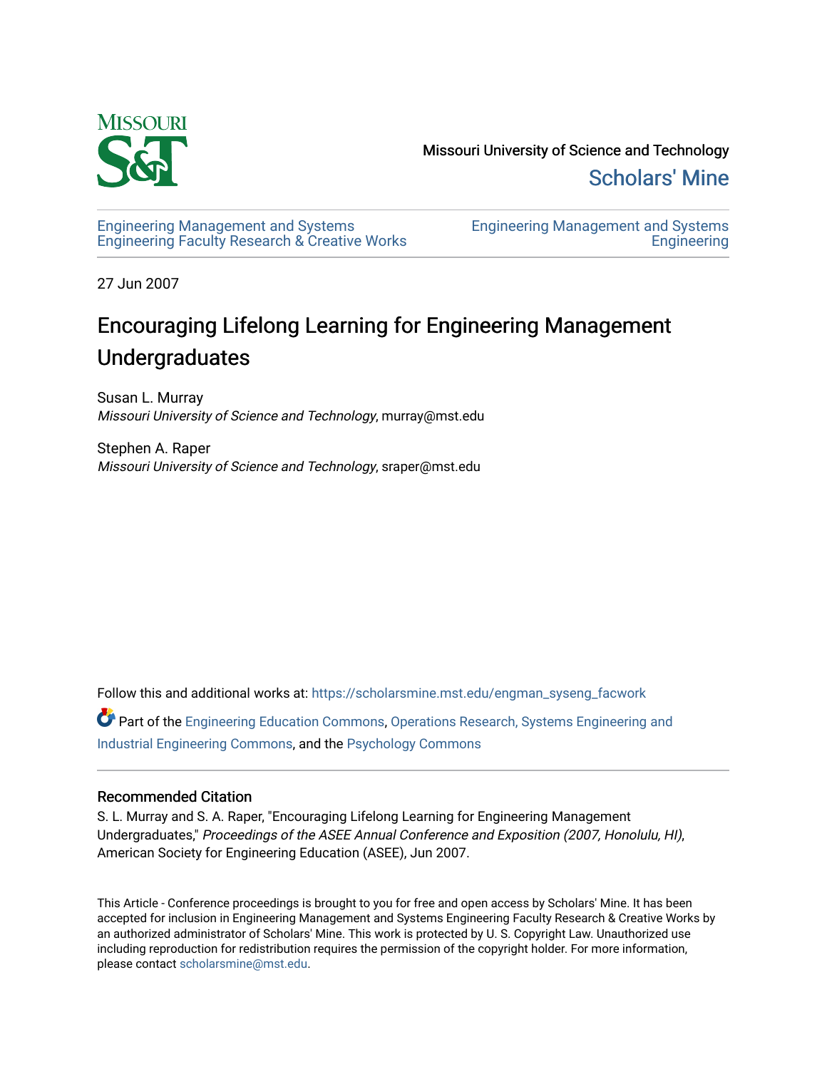Missouri University of Science and Technology

Scholars' Mine

Engineering Management and Systems Engineering Faculty Research & Creative Works

Engineering Management and Systems Engineering

27 Jun 2007

# Encouraging Lifelong Learning for Engineering Management Undergraduates

Susan L. Murray
*Missouri University of Science and Technology*, murray@mst.edu

Stephen A. Raper
*Missouri University of Science and Technology*, sraper@mst.edu

Follow this and additional works at: https://scholarsmine.mst.edu/engman_syseng_facwork

Part of the Engineering Education Commons, Operations Research, Systems Engineering and Industrial Engineering Commons, and the Psychology Commons

## Recommended Citation

S. L. Murray and S. A. Raper, "Encouraging Lifelong Learning for Engineering Management Undergraduates," *Proceedings of the ASEE Annual Conference and Exposition (2007, Honolulu, HI)*, American Society for Engineering Education (ASEE), Jun 2007.

This Article - Conference proceedings is brought to you for free and open access by Scholars' Mine. It has been accepted for inclusion in Engineering Management and Systems Engineering Faculty Research & Creative Works by an authorized administrator of Scholars' Mine. This work is protected by U. S. Copyright Law. Unauthorized use including reproduction for redistribution requires the permission of the copyright holder. For more information, please contact scholarsmine@mst.edu.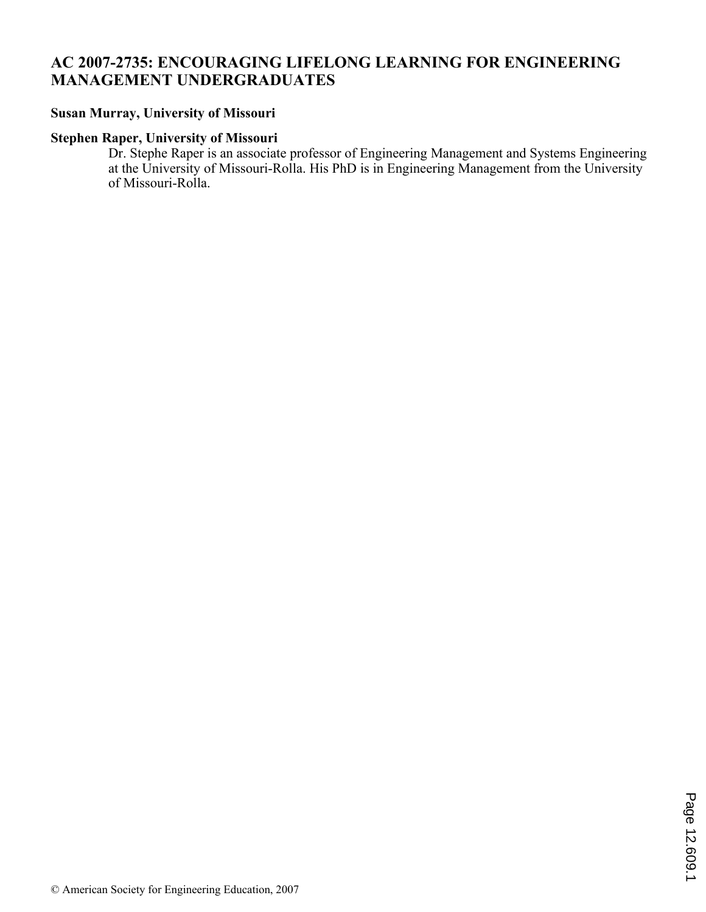# AC 2007-2735: ENCOURAGING LIFELONG LEARNING FOR ENGINEERING MANAGEMENT UNDERGRADUATES

**Susan Murray, University of Missouri**

**Stephen Raper, University of Missouri**

Dr. Stephe Raper is an associate professor of Engineering Management and Systems Engineering at the University of Missouri-Rolla. His PhD is in Engineering Management from the University of Missouri-Rolla.

© American Society for Engineering Education, 2007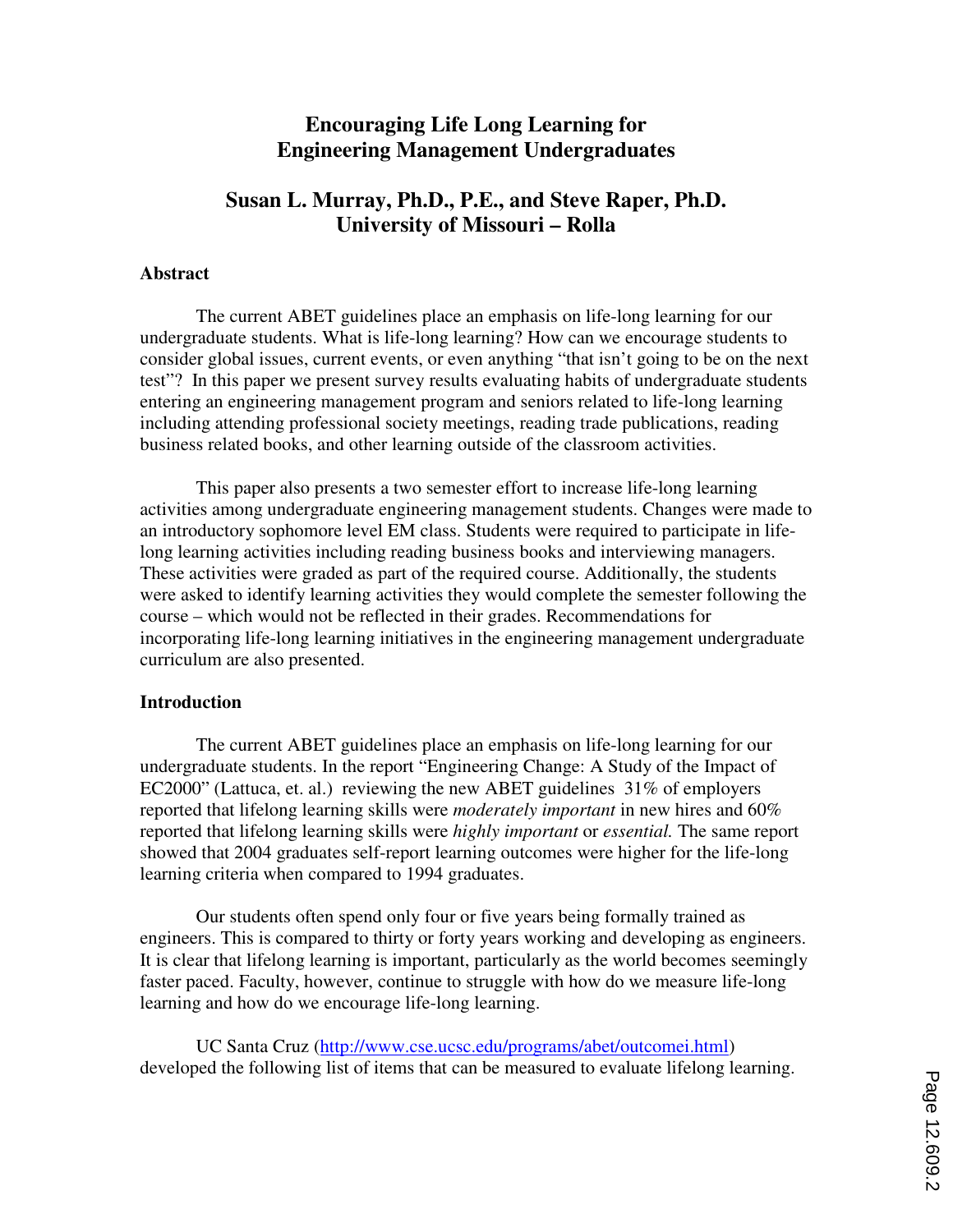# Encouraging Life Long Learning for Engineering Management Undergraduates

## Susan L. Murray, Ph.D., P.E., and Steve Raper, Ph.D.
## University of Missouri – Rolla

### Abstract

The current ABET guidelines place an emphasis on life-long learning for our undergraduate students. What is life-long learning? How can we encourage students to consider global issues, current events, or even anything "that isn't going to be on the next test"? In this paper we present survey results evaluating habits of undergraduate students entering an engineering management program and seniors related to life-long learning including attending professional society meetings, reading trade publications, reading business related books, and other learning outside of the classroom activities.

This paper also presents a two semester effort to increase life-long learning activities among undergraduate engineering management students. Changes were made to an introductory sophomore level EM class. Students were required to participate in life-long learning activities including reading business books and interviewing managers. These activities were graded as part of the required course. Additionally, the students were asked to identify learning activities they would complete the semester following the course – which would not be reflected in their grades. Recommendations for incorporating life-long learning initiatives in the engineering management undergraduate curriculum are also presented.

### Introduction

The current ABET guidelines place an emphasis on life-long learning for our undergraduate students. In the report "Engineering Change: A Study of the Impact of EC2000" (Lattuca, et. al.) reviewing the new ABET guidelines 31% of employers reported that lifelong learning skills were *moderately important* in new hires and 60% reported that lifelong learning skills were *highly important* or *essential.* The same report showed that 2004 graduates self-report learning outcomes were higher for the life-long learning criteria when compared to 1994 graduates.

Our students often spend only four or five years being formally trained as engineers. This is compared to thirty or forty years working and developing as engineers. It is clear that lifelong learning is important, particularly as the world becomes seemingly faster paced. Faculty, however, continue to struggle with how do we measure life-long learning and how do we encourage life-long learning.

UC Santa Cruz (http://www.cse.ucsc.edu/programs/abet/outcomei.html) developed the following list of items that can be measured to evaluate lifelong learning.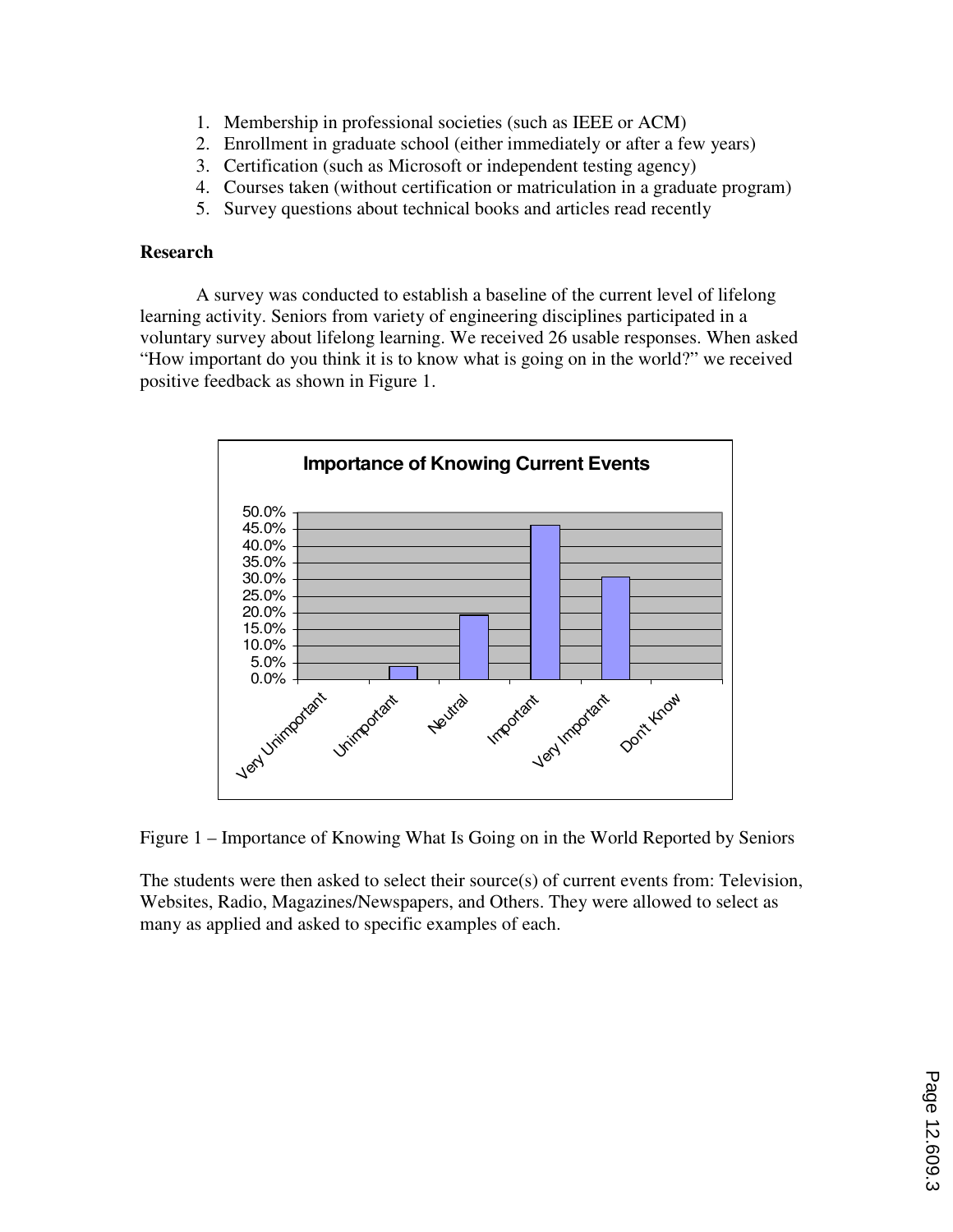1. Membership in professional societies (such as IEEE or ACM)
2. Enrollment in graduate school (either immediately or after a few years)
3. Certification (such as Microsoft or independent testing agency)
4. Courses taken (without certification or matriculation in a graduate program)
5. Survey questions about technical books and articles read recently

**Research**

A survey was conducted to establish a baseline of the current level of lifelong learning activity. Seniors from variety of engineering disciplines participated in a voluntary survey about lifelong learning. We received 26 usable responses. When asked "How important do you think it is to know what is going on in the world?" we received positive feedback as shown in Figure 1.

Figure 1 – Importance of Knowing What Is Going on in the World Reported by Seniors

The students were then asked to select their source(s) of current events from: Television, Websites, Radio, Magazines/Newspapers, and Others. They were allowed to select as many as applied and asked to specific examples of each.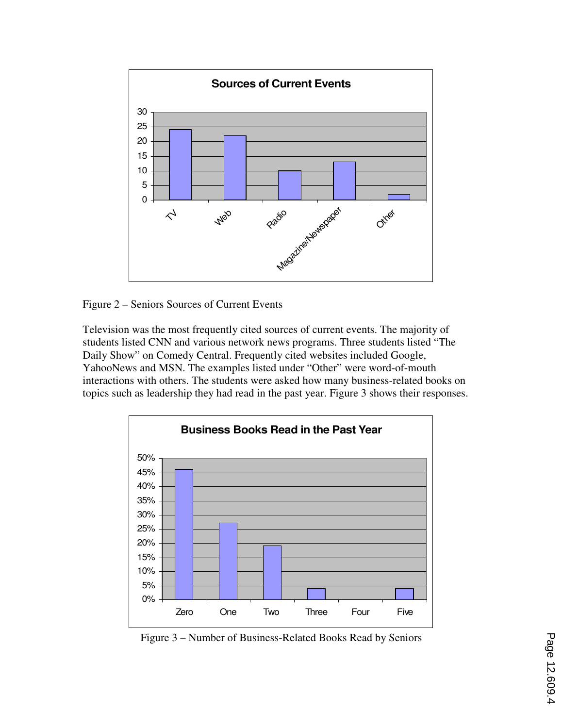Figure 2 – Seniors Sources of Current Events

Television was the most frequently cited sources of current events. The majority of students listed CNN and various network news programs. Three students listed "The Daily Show" on Comedy Central. Frequently cited websites included Google, YahooNews and MSN. The examples listed under "Other" were word-of-mouth interactions with others. The students were asked how many business-related books on topics such as leadership they had read in the past year. Figure 3 shows their responses.

Figure 3 – Number of Business-Related Books Read by Seniors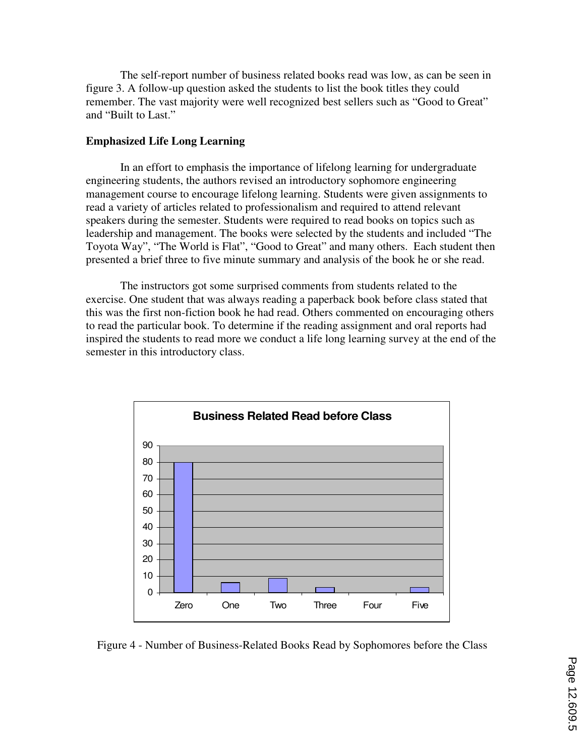The self-report number of business related books read was low, as can be seen in figure 3. A follow-up question asked the students to list the book titles they could remember. The vast majority were well recognized best sellers such as "Good to Great" and "Built to Last."

**Emphasized Life Long Learning**

In an effort to emphasis the importance of lifelong learning for undergraduate engineering students, the authors revised an introductory sophomore engineering management course to encourage lifelong learning. Students were given assignments to read a variety of articles related to professionalism and required to attend relevant speakers during the semester. Students were required to read books on topics such as leadership and management. The books were selected by the students and included "The Toyota Way", "The World is Flat", "Good to Great" and many others. Each student then presented a brief three to five minute summary and analysis of the book he or she read.

The instructors got some surprised comments from students related to the exercise. One student that was always reading a paperback book before class stated that this was the first non-fiction book he had read. Others commented on encouraging others to read the particular book. To determine if the reading assignment and oral reports had inspired the students to read more we conduct a life long learning survey at the end of the semester in this introductory class.

Figure 4 - Number of Business-Related Books Read by Sophomores before the Class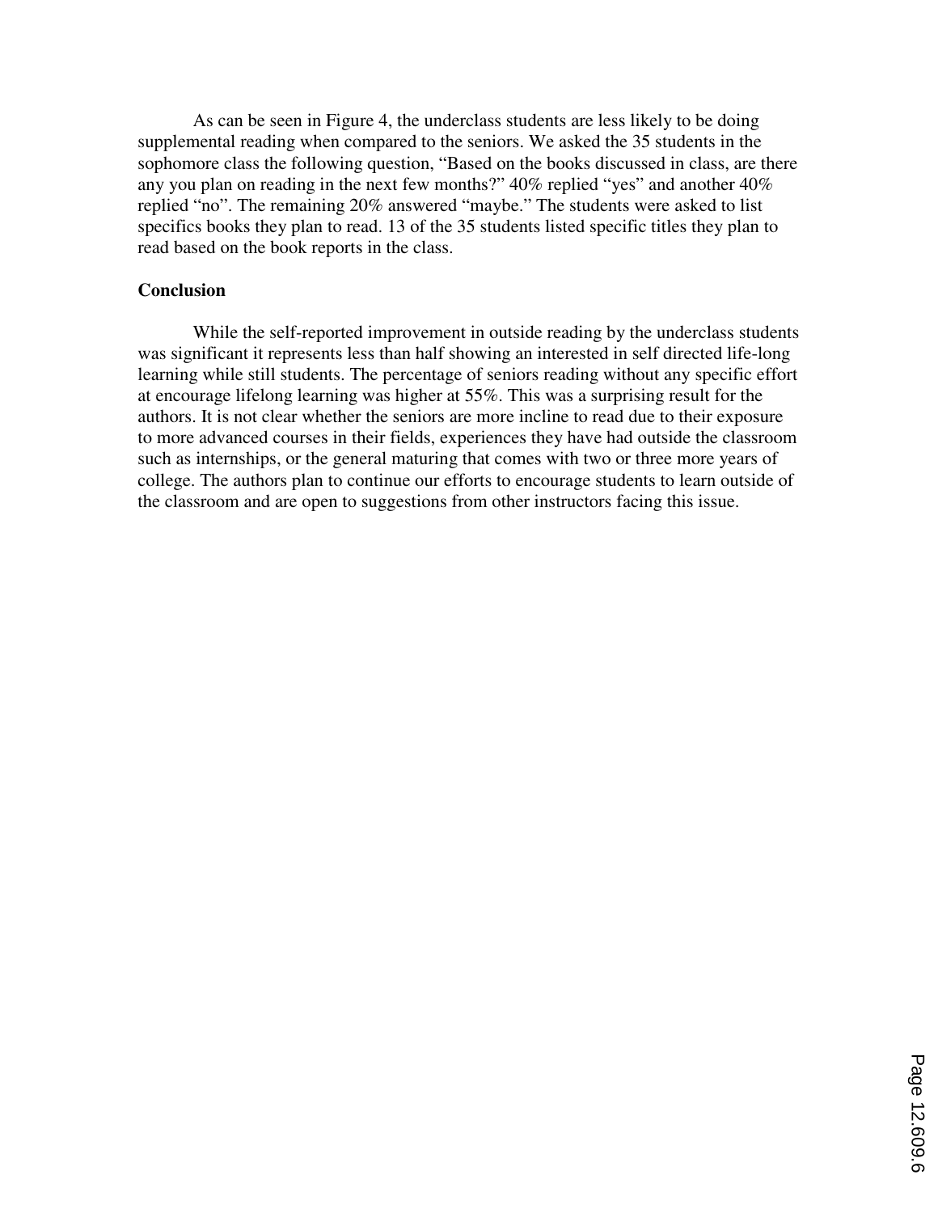As can be seen in Figure 4, the underclass students are less likely to be doing supplemental reading when compared to the seniors. We asked the 35 students in the sophomore class the following question, "Based on the books discussed in class, are there any you plan on reading in the next few months?" 40% replied "yes" and another 40% replied "no". The remaining 20% answered "maybe." The students were asked to list specifics books they plan to read. 13 of the 35 students listed specific titles they plan to read based on the book reports in the class.

**Conclusion**

While the self-reported improvement in outside reading by the underclass students was significant it represents less than half showing an interested in self directed life-long learning while still students. The percentage of seniors reading without any specific effort at encourage lifelong learning was higher at 55%. This was a surprising result for the authors. It is not clear whether the seniors are more incline to read due to their exposure to more advanced courses in their fields, experiences they have had outside the classroom such as internships, or the general maturing that comes with two or three more years of college. The authors plan to continue our efforts to encourage students to learn outside of the classroom and are open to suggestions from other instructors facing this issue.